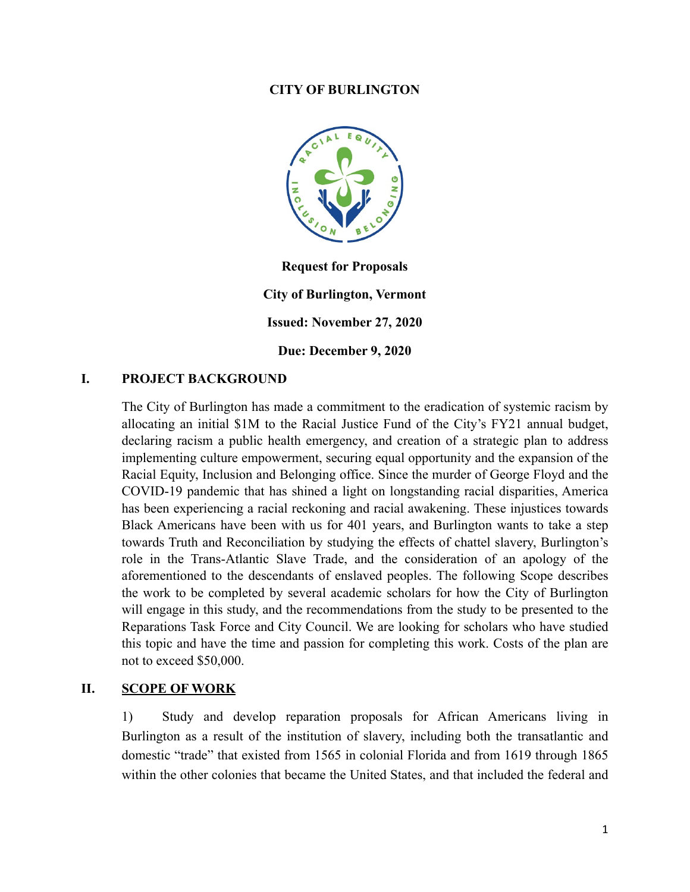**CITY OF BURLINGTON**

**Request for Proposals**

**City of Burlington, Vermont**

**Issued: November 27, 2020**

**Due: December 9, 2020**

## I. PROJECT BACKGROUND

The City of Burlington has made a commitment to the eradication of systemic racism by allocating an initial $1M to the Racial Justice Fund of the City's FY21 annual budget, declaring racism a public health emergency, and creation of a strategic plan to address implementing culture empowerment, securing equal opportunity and the expansion of the Racial Equity, Inclusion and Belonging office. Since the murder of George Floyd and the COVID-19 pandemic that has shined a light on longstanding racial disparities, America has been experiencing a racial reckoning and racial awakening. These injustices towards Black Americans have been with us for 401 years, and Burlington wants to take a step towards Truth and Reconciliation by studying the effects of chattel slavery, Burlington's role in the Trans-Atlantic Slave Trade, and the consideration of an apology of the aforementioned to the descendants of enslaved peoples. The following Scope describes the work to be completed by several academic scholars for how the City of Burlington will engage in this study, and the recommendations from the study to be presented to the Reparations Task Force and City Council. We are looking for scholars who have studied this topic and have the time and passion for completing this work. Costs of the plan are not to exceed $50,000.

## II. <u>SCOPE OF WORK</u>

1) Study and develop reparation proposals for African Americans living in Burlington as a result of the institution of slavery, including both the transatlantic and domestic "trade" that existed from 1565 in colonial Florida and from 1619 through 1865 within the other colonies that became the United States, and that included the federal and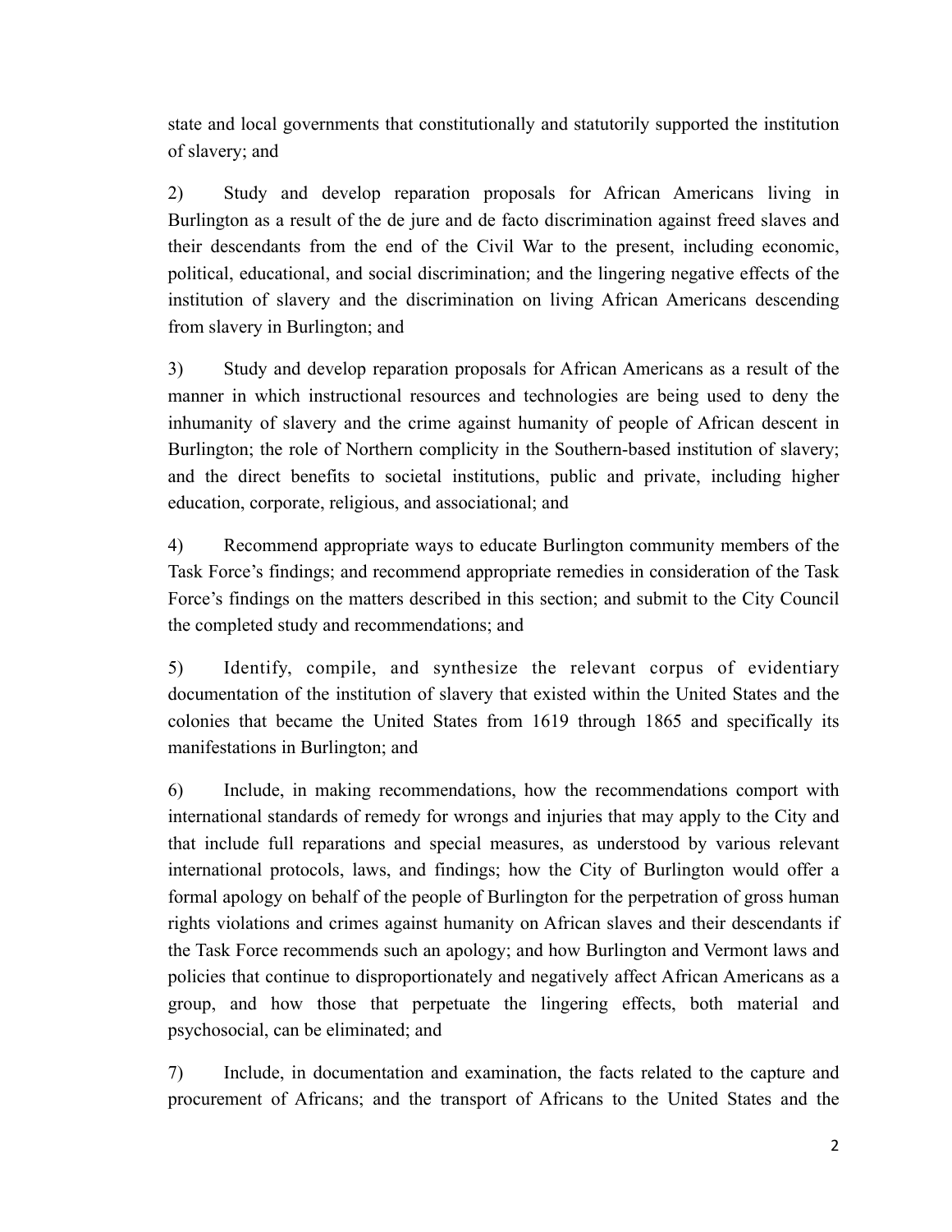state and local governments that constitutionally and statutorily supported the institution of slavery; and

2) Study and develop reparation proposals for African Americans living in Burlington as a result of the de jure and de facto discrimination against freed slaves and their descendants from the end of the Civil War to the present, including economic, political, educational, and social discrimination; and the lingering negative effects of the institution of slavery and the discrimination on living African Americans descending from slavery in Burlington; and

3) Study and develop reparation proposals for African Americans as a result of the manner in which instructional resources and technologies are being used to deny the inhumanity of slavery and the crime against humanity of people of African descent in Burlington; the role of Northern complicity in the Southern-based institution of slavery; and the direct benefits to societal institutions, public and private, including higher education, corporate, religious, and associational; and

4) Recommend appropriate ways to educate Burlington community members of the Task Force's findings; and recommend appropriate remedies in consideration of the Task Force's findings on the matters described in this section; and submit to the City Council the completed study and recommendations; and

5) Identify, compile, and synthesize the relevant corpus of evidentiary documentation of the institution of slavery that existed within the United States and the colonies that became the United States from 1619 through 1865 and specifically its manifestations in Burlington; and

6) Include, in making recommendations, how the recommendations comport with international standards of remedy for wrongs and injuries that may apply to the City and that include full reparations and special measures, as understood by various relevant international protocols, laws, and findings; how the City of Burlington would offer a formal apology on behalf of the people of Burlington for the perpetration of gross human rights violations and crimes against humanity on African slaves and their descendants if the Task Force recommends such an apology; and how Burlington and Vermont laws and policies that continue to disproportionately and negatively affect African Americans as a group, and how those that perpetuate the lingering effects, both material and psychosocial, can be eliminated; and

7) Include, in documentation and examination, the facts related to the capture and procurement of Africans; and the transport of Africans to the United States and the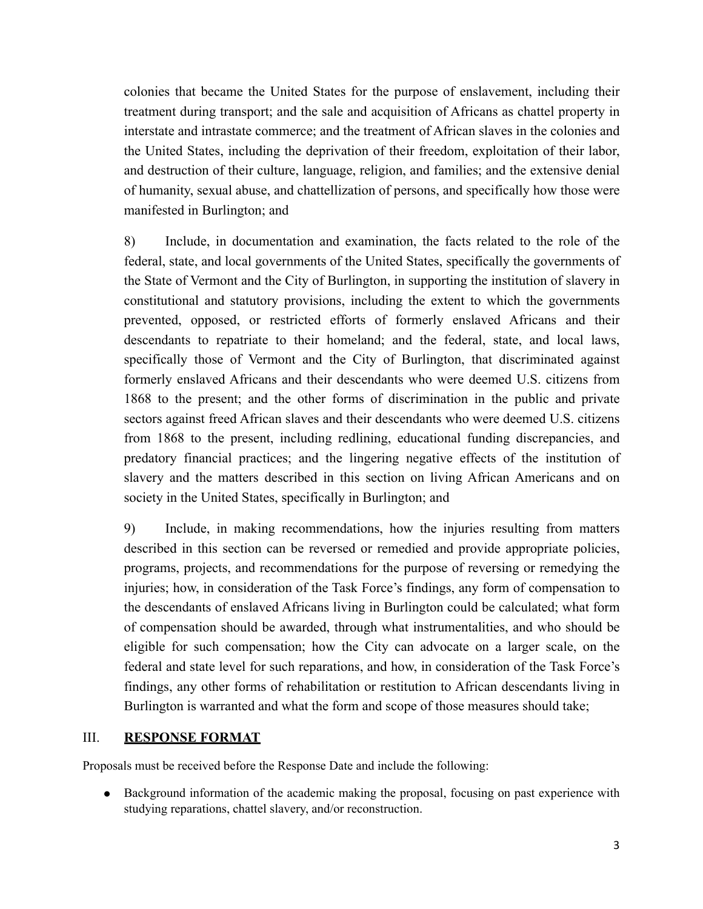colonies that became the United States for the purpose of enslavement, including their treatment during transport; and the sale and acquisition of Africans as chattel property in interstate and intrastate commerce; and the treatment of African slaves in the colonies and the United States, including the deprivation of their freedom, exploitation of their labor, and destruction of their culture, language, religion, and families; and the extensive denial of humanity, sexual abuse, and chattellization of persons, and specifically how those were manifested in Burlington; and

8) Include, in documentation and examination, the facts related to the role of the federal, state, and local governments of the United States, specifically the governments of the State of Vermont and the City of Burlington, in supporting the institution of slavery in constitutional and statutory provisions, including the extent to which the governments prevented, opposed, or restricted efforts of formerly enslaved Africans and their descendants to repatriate to their homeland; and the federal, state, and local laws, specifically those of Vermont and the City of Burlington, that discriminated against formerly enslaved Africans and their descendants who were deemed U.S. citizens from 1868 to the present; and the other forms of discrimination in the public and private sectors against freed African slaves and their descendants who were deemed U.S. citizens from 1868 to the present, including redlining, educational funding discrepancies, and predatory financial practices; and the lingering negative effects of the institution of slavery and the matters described in this section on living African Americans and on society in the United States, specifically in Burlington; and

9) Include, in making recommendations, how the injuries resulting from matters described in this section can be reversed or remedied and provide appropriate policies, programs, projects, and recommendations for the purpose of reversing or remedying the injuries; how, in consideration of the Task Force's findings, any form of compensation to the descendants of enslaved Africans living in Burlington could be calculated; what form of compensation should be awarded, through what instrumentalities, and who should be eligible for such compensation; how the City can advocate on a larger scale, on the federal and state level for such reparations, and how, in consideration of the Task Force's findings, any other forms of rehabilitation or restitution to African descendants living in Burlington is warranted and what the form and scope of those measures should take;

## III. **RESPONSE FORMAT**

Proposals must be received before the Response Date and include the following:

- Background information of the academic making the proposal, focusing on past experience with studying reparations, chattel slavery, and/or reconstruction.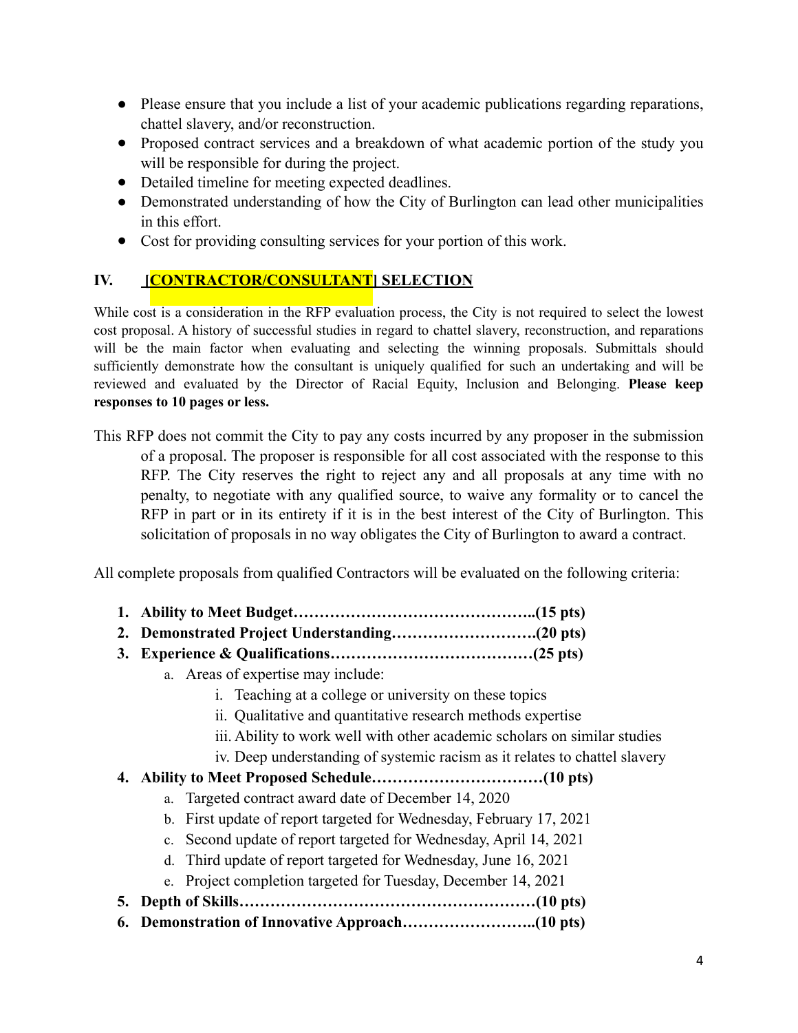- Please ensure that you include a list of your academic publications regarding reparations, chattel slavery, and/or reconstruction.
- Proposed contract services and a breakdown of what academic portion of the study you will be responsible for during the project.
- Detailed timeline for meeting expected deadlines.
- Demonstrated understanding of how the City of Burlington can lead other municipalities in this effort.
- Cost for providing consulting services for your portion of this work.

## IV. [CONTRACTOR/CONSULTANT] SELECTION

While cost is a consideration in the RFP evaluation process, the City is not required to select the lowest cost proposal. A history of successful studies in regard to chattel slavery, reconstruction, and reparations will be the main factor when evaluating and selecting the winning proposals. Submittals should sufficiently demonstrate how the consultant is uniquely qualified for such an undertaking and will be reviewed and evaluated by the Director of Racial Equity, Inclusion and Belonging. **Please keep responses to 10 pages or less.**

This RFP does not commit the City to pay any costs incurred by any proposer in the submission of a proposal. The proposer is responsible for all cost associated with the response to this RFP. The City reserves the right to reject any and all proposals at any time with no penalty, to negotiate with any qualified source, to waive any formality or to cancel the RFP in part or in its entirety if it is in the best interest of the City of Burlington. This solicitation of proposals in no way obligates the City of Burlington to award a contract.

All complete proposals from qualified Contractors will be evaluated on the following criteria:

1. **Ability to Meet Budget……………………………………..(15 pts)**
2. **Demonstrated Project Understanding……………………….(20 pts)**
3. **Experience & Qualifications…………………………………(25 pts)**
    a. Areas of expertise may include:
        i. Teaching at a college or university on these topics
        ii. Qualitative and quantitative research methods expertise
        iii. Ability to work well with other academic scholars on similar studies
        iv. Deep understanding of systemic racism as it relates to chattel slavery
4. **Ability to Meet Proposed Schedule……………………………(10 pts)**
    a. Targeted contract award date of December 14, 2020
    b. First update of report targeted for Wednesday, February 17, 2021
    c. Second update of report targeted for Wednesday, April 14, 2021
    d. Third update of report targeted for Wednesday, June 16, 2021
    e. Project completion targeted for Tuesday, December 14, 2021
5. **Depth of Skills…………………………………………………(10 pts)**
6. **Demonstration of Innovative Approach……………………..(10 pts)**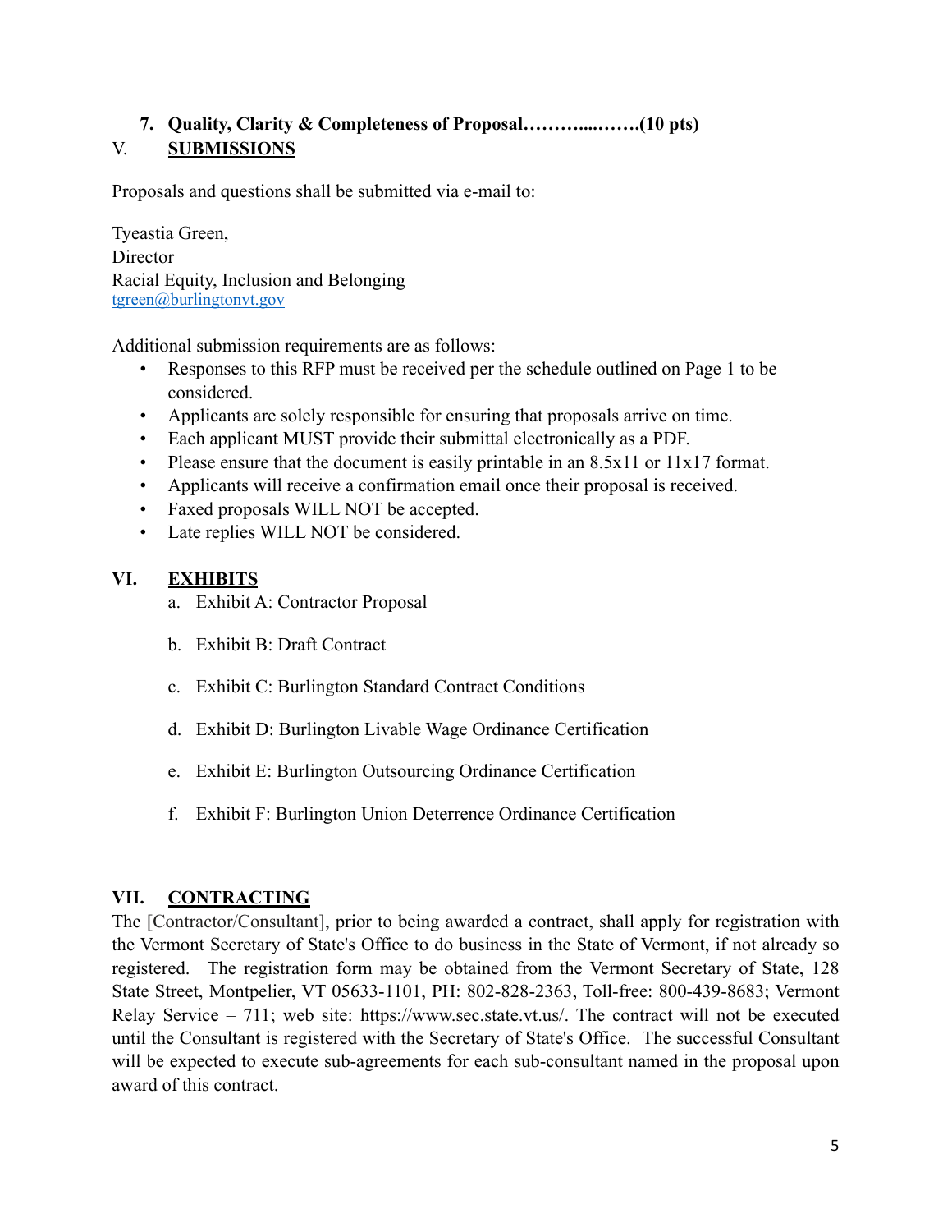7. **Quality, Clarity & Completeness of Proposal………....…….(10 pts)**

## V. SUBMISSIONS

Proposals and questions shall be submitted via e-mail to:

Tyeastia Green,
Director
Racial Equity, Inclusion and Belonging
tgreen@burlingtonvt.gov

Additional submission requirements are as follows:

- Responses to this RFP must be received per the schedule outlined on Page 1 to be considered.
- Applicants are solely responsible for ensuring that proposals arrive on time.
- Each applicant MUST provide their submittal electronically as a PDF.
- Please ensure that the document is easily printable in an 8.5x11 or 11x17 format.
- Applicants will receive a confirmation email once their proposal is received.
- Faxed proposals WILL NOT be accepted.
- Late replies WILL NOT be considered.

## VI. EXHIBITS

a. Exhibit A: Contractor Proposal

b. Exhibit B: Draft Contract

c. Exhibit C: Burlington Standard Contract Conditions

d. Exhibit D: Burlington Livable Wage Ordinance Certification

e. Exhibit E: Burlington Outsourcing Ordinance Certification

f. Exhibit F: Burlington Union Deterrence Ordinance Certification

## VII. CONTRACTING

The [Contractor/Consultant], prior to being awarded a contract, shall apply for registration with the Vermont Secretary of State's Office to do business in the State of Vermont, if not already so registered. The registration form may be obtained from the Vermont Secretary of State, 128 State Street, Montpelier, VT 05633-1101, PH: 802-828-2363, Toll-free: 800-439-8683; Vermont Relay Service – 711; web site: https://www.sec.state.vt.us/. The contract will not be executed until the Consultant is registered with the Secretary of State's Office. The successful Consultant will be expected to execute sub-agreements for each sub-consultant named in the proposal upon award of this contract.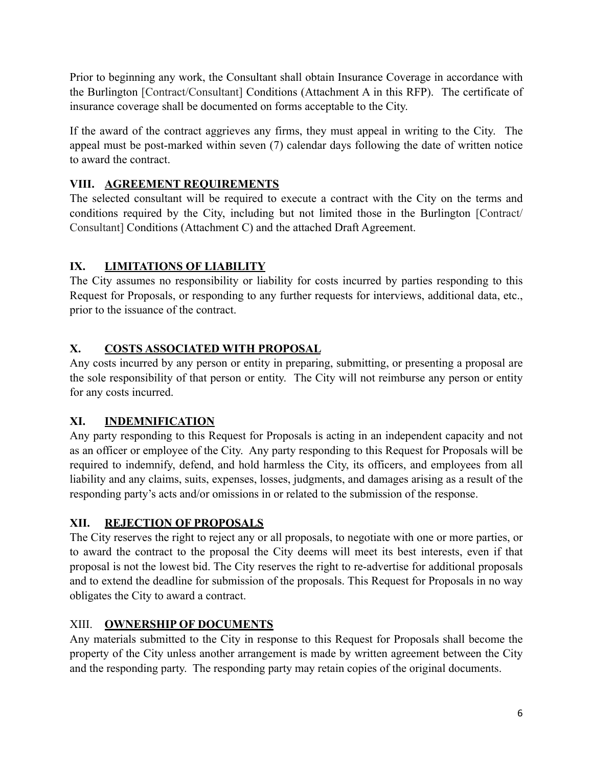Prior to beginning any work, the Consultant shall obtain Insurance Coverage in accordance with the Burlington [Contract/Consultant] Conditions (Attachment A in this RFP). The certificate of insurance coverage shall be documented on forms acceptable to the City.

If the award of the contract aggrieves any firms, they must appeal in writing to the City. The appeal must be post-marked within seven (7) calendar days following the date of written notice to award the contract.

## VIII. AGREEMENT REQUIREMENTS

The selected consultant will be required to execute a contract with the City on the terms and conditions required by the City, including but not limited those in the Burlington [Contract/ Consultant] Conditions (Attachment C) and the attached Draft Agreement.

## IX. LIMITATIONS OF LIABILITY

The City assumes no responsibility or liability for costs incurred by parties responding to this Request for Proposals, or responding to any further requests for interviews, additional data, etc., prior to the issuance of the contract.

## X. COSTS ASSOCIATED WITH PROPOSAL

Any costs incurred by any person or entity in preparing, submitting, or presenting a proposal are the sole responsibility of that person or entity. The City will not reimburse any person or entity for any costs incurred.

## XI. INDEMNIFICATION

Any party responding to this Request for Proposals is acting in an independent capacity and not as an officer or employee of the City. Any party responding to this Request for Proposals will be required to indemnify, defend, and hold harmless the City, its officers, and employees from all liability and any claims, suits, expenses, losses, judgments, and damages arising as a result of the responding party's acts and/or omissions in or related to the submission of the response.

## XII. REJECTION OF PROPOSALS

The City reserves the right to reject any or all proposals, to negotiate with one or more parties, or to award the contract to the proposal the City deems will meet its best interests, even if that proposal is not the lowest bid. The City reserves the right to re-advertise for additional proposals and to extend the deadline for submission of the proposals. This Request for Proposals in no way obligates the City to award a contract.

## XIII. OWNERSHIP OF DOCUMENTS

Any materials submitted to the City in response to this Request for Proposals shall become the property of the City unless another arrangement is made by written agreement between the City and the responding party. The responding party may retain copies of the original documents.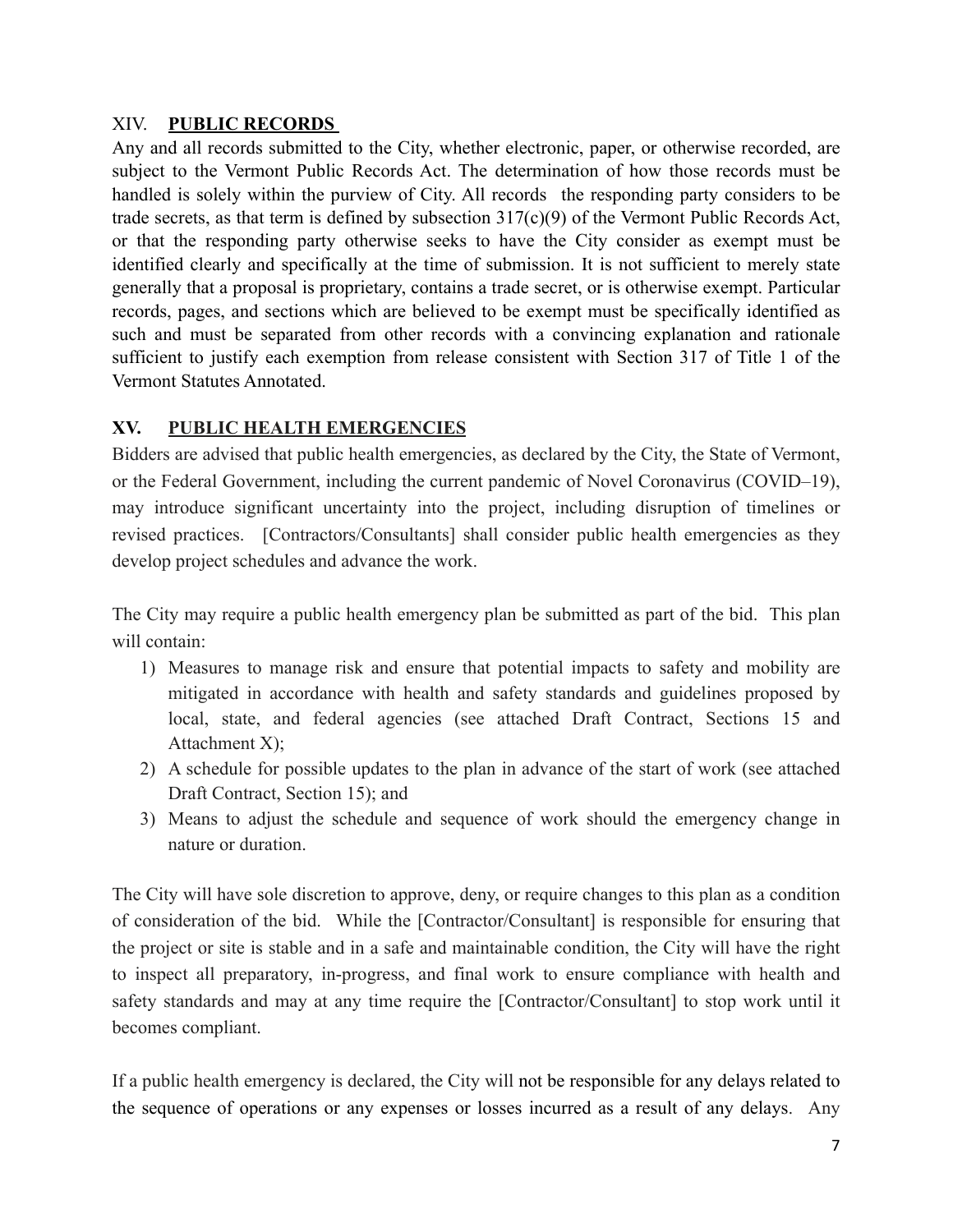## XIV. **PUBLIC RECORDS**

Any and all records submitted to the City, whether electronic, paper, or otherwise recorded, are subject to the Vermont Public Records Act. The determination of how those records must be handled is solely within the purview of City. All records the responding party considers to be trade secrets, as that term is defined by subsection 317(c)(9) of the Vermont Public Records Act, or that the responding party otherwise seeks to have the City consider as exempt must be identified clearly and specifically at the time of submission. It is not sufficient to merely state generally that a proposal is proprietary, contains a trade secret, or is otherwise exempt. Particular records, pages, and sections which are believed to be exempt must be specifically identified as such and must be separated from other records with a convincing explanation and rationale sufficient to justify each exemption from release consistent with Section 317 of Title 1 of the Vermont Statutes Annotated.

## XV. **PUBLIC HEALTH EMERGENCIES**

Bidders are advised that public health emergencies, as declared by the City, the State of Vermont, or the Federal Government, including the current pandemic of Novel Coronavirus (COVID–19), may introduce significant uncertainty into the project, including disruption of timelines or revised practices. [Contractors/Consultants] shall consider public health emergencies as they develop project schedules and advance the work.

The City may require a public health emergency plan be submitted as part of the bid. This plan will contain:

1) Measures to manage risk and ensure that potential impacts to safety and mobility are mitigated in accordance with health and safety standards and guidelines proposed by local, state, and federal agencies (see attached Draft Contract, Sections 15 and Attachment X);
2) A schedule for possible updates to the plan in advance of the start of work (see attached Draft Contract, Section 15); and
3) Means to adjust the schedule and sequence of work should the emergency change in nature or duration.

The City will have sole discretion to approve, deny, or require changes to this plan as a condition of consideration of the bid. While the [Contractor/Consultant] is responsible for ensuring that the project or site is stable and in a safe and maintainable condition, the City will have the right to inspect all preparatory, in-progress, and final work to ensure compliance with health and safety standards and may at any time require the [Contractor/Consultant] to stop work until it becomes compliant.

If a public health emergency is declared, the City will not be responsible for any delays related to the sequence of operations or any expenses or losses incurred as a result of any delays. Any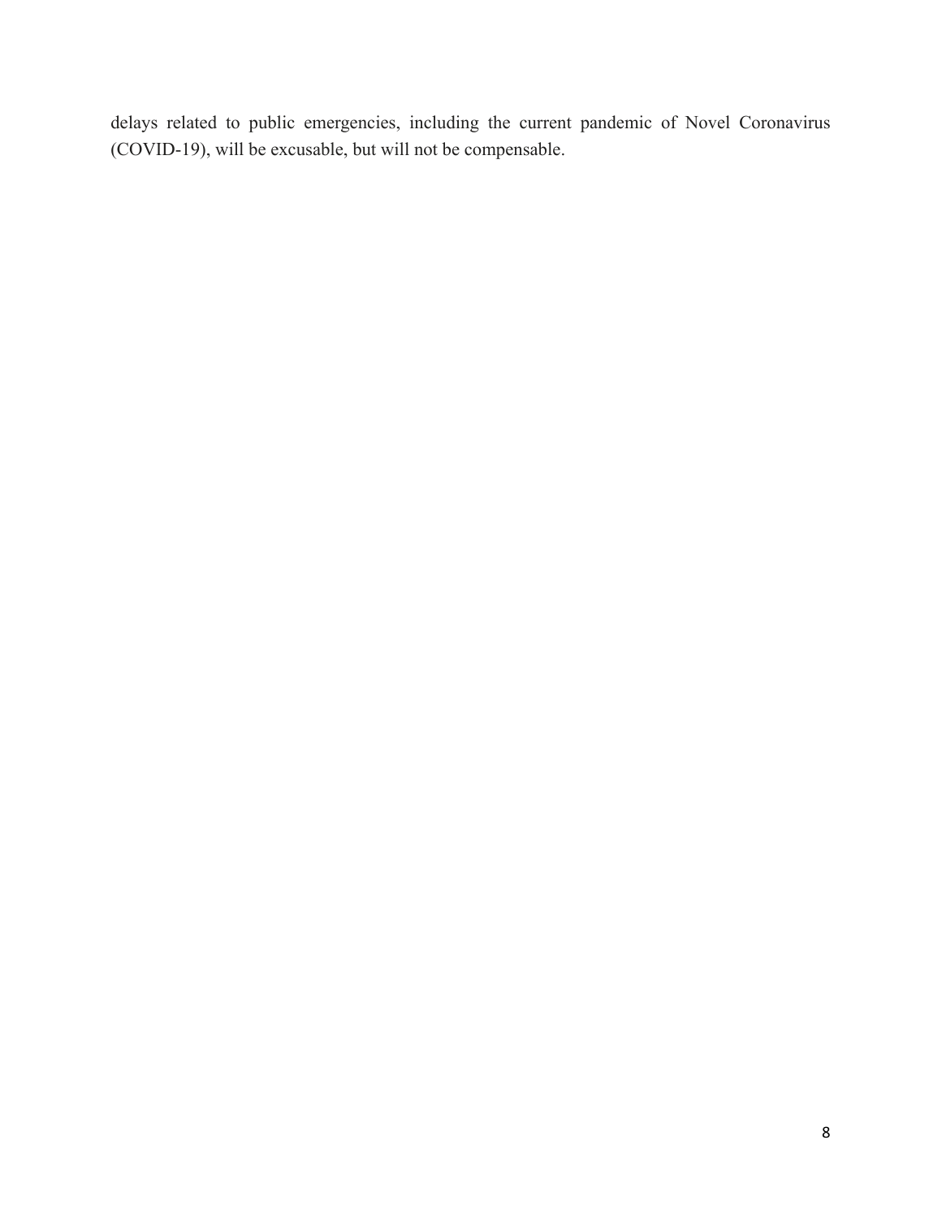delays related to public emergencies, including the current pandemic of Novel Coronavirus (COVID-19), will be excusable, but will not be compensable.